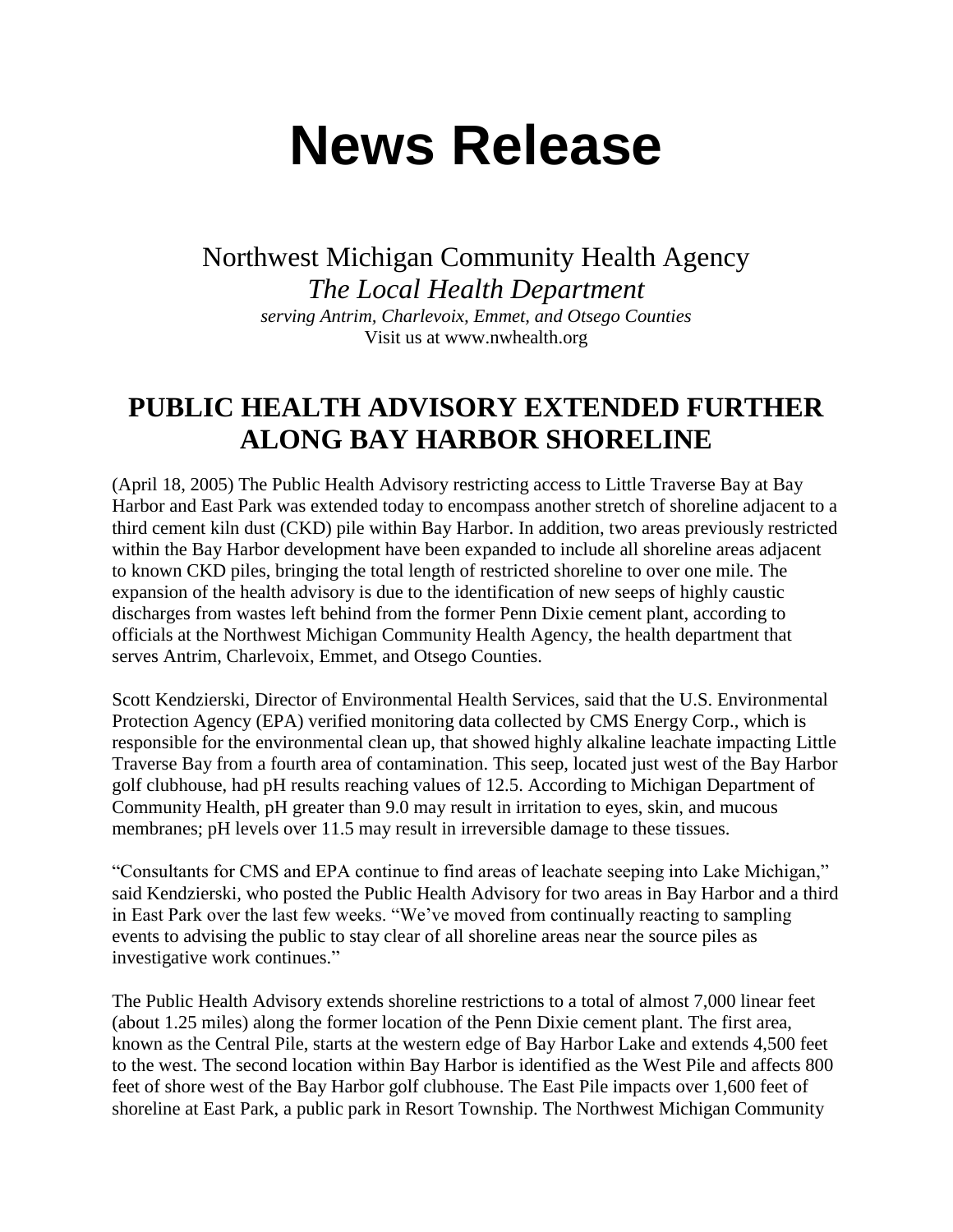# News Release

Northwest Michigan Community Health Agency
*The Local Health Department*
*serving Antrim, Charlevoix, Emmet, and Otsego Counties*
Visit us at www.nwhealth.org

## PUBLIC HEALTH ADVISORY EXTENDED FURTHER ALONG BAY HARBOR SHORELINE

(April 18, 2005) The Public Health Advisory restricting access to Little Traverse Bay at Bay Harbor and East Park was extended today to encompass another stretch of shoreline adjacent to a third cement kiln dust (CKD) pile within Bay Harbor. In addition, two areas previously restricted within the Bay Harbor development have been expanded to include all shoreline areas adjacent to known CKD piles, bringing the total length of restricted shoreline to over one mile. The expansion of the health advisory is due to the identification of new seeps of highly caustic discharges from wastes left behind from the former Penn Dixie cement plant, according to officials at the Northwest Michigan Community Health Agency, the health department that serves Antrim, Charlevoix, Emmet, and Otsego Counties.

Scott Kendzierski, Director of Environmental Health Services, said that the U.S. Environmental Protection Agency (EPA) verified monitoring data collected by CMS Energy Corp., which is responsible for the environmental clean up, that showed highly alkaline leachate impacting Little Traverse Bay from a fourth area of contamination. This seep, located just west of the Bay Harbor golf clubhouse, had pH results reaching values of 12.5. According to Michigan Department of Community Health, pH greater than 9.0 may result in irritation to eyes, skin, and mucous membranes; pH levels over 11.5 may result in irreversible damage to these tissues.

"Consultants for CMS and EPA continue to find areas of leachate seeping into Lake Michigan," said Kendzierski, who posted the Public Health Advisory for two areas in Bay Harbor and a third in East Park over the last few weeks. "We've moved from continually reacting to sampling events to advising the public to stay clear of all shoreline areas near the source piles as investigative work continues."

The Public Health Advisory extends shoreline restrictions to a total of almost 7,000 linear feet (about 1.25 miles) along the former location of the Penn Dixie cement plant. The first area, known as the Central Pile, starts at the western edge of Bay Harbor Lake and extends 4,500 feet to the west. The second location within Bay Harbor is identified as the West Pile and affects 800 feet of shore west of the Bay Harbor golf clubhouse. The East Pile impacts over 1,600 feet of shoreline at East Park, a public park in Resort Township. The Northwest Michigan Community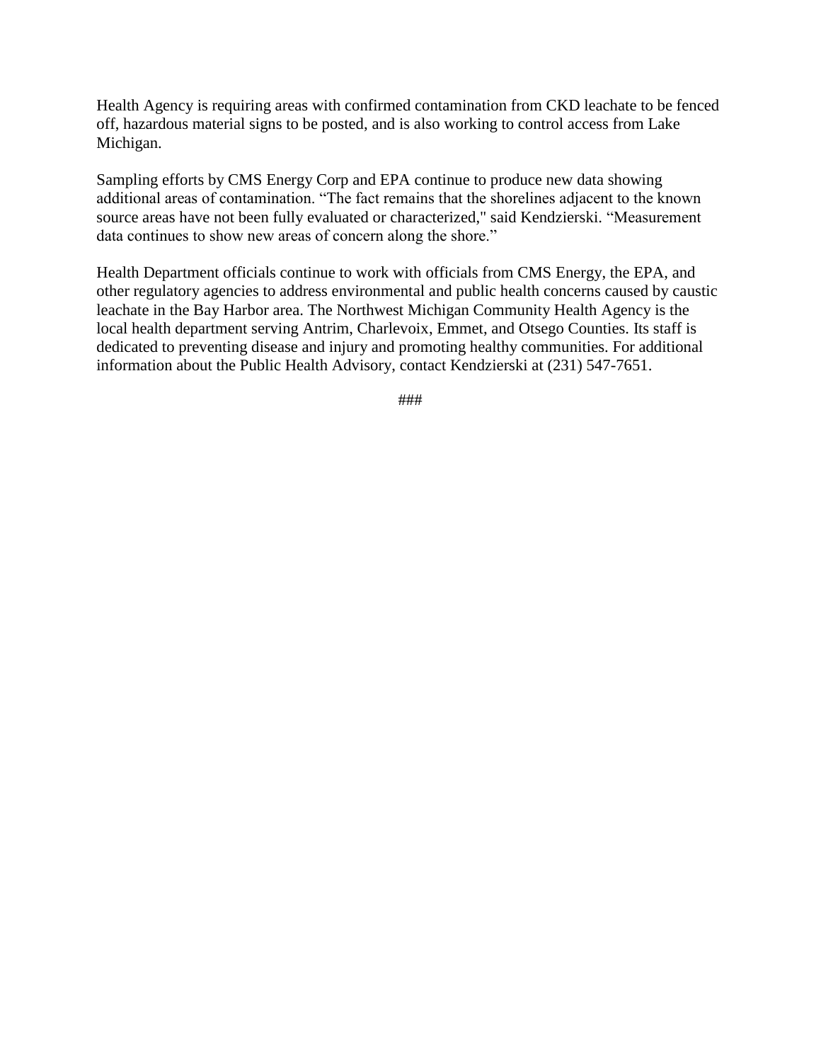Health Agency is requiring areas with confirmed contamination from CKD leachate to be fenced off, hazardous material signs to be posted, and is also working to control access from Lake Michigan.

Sampling efforts by CMS Energy Corp and EPA continue to produce new data showing additional areas of contamination. "The fact remains that the shorelines adjacent to the known source areas have not been fully evaluated or characterized," said Kendzierski. "Measurement data continues to show new areas of concern along the shore."

Health Department officials continue to work with officials from CMS Energy, the EPA, and other regulatory agencies to address environmental and public health concerns caused by caustic leachate in the Bay Harbor area. The Northwest Michigan Community Health Agency is the local health department serving Antrim, Charlevoix, Emmet, and Otsego Counties. Its staff is dedicated to preventing disease and injury and promoting healthy communities. For additional information about the Public Health Advisory, contact Kendzierski at (231) 547-7651.

###